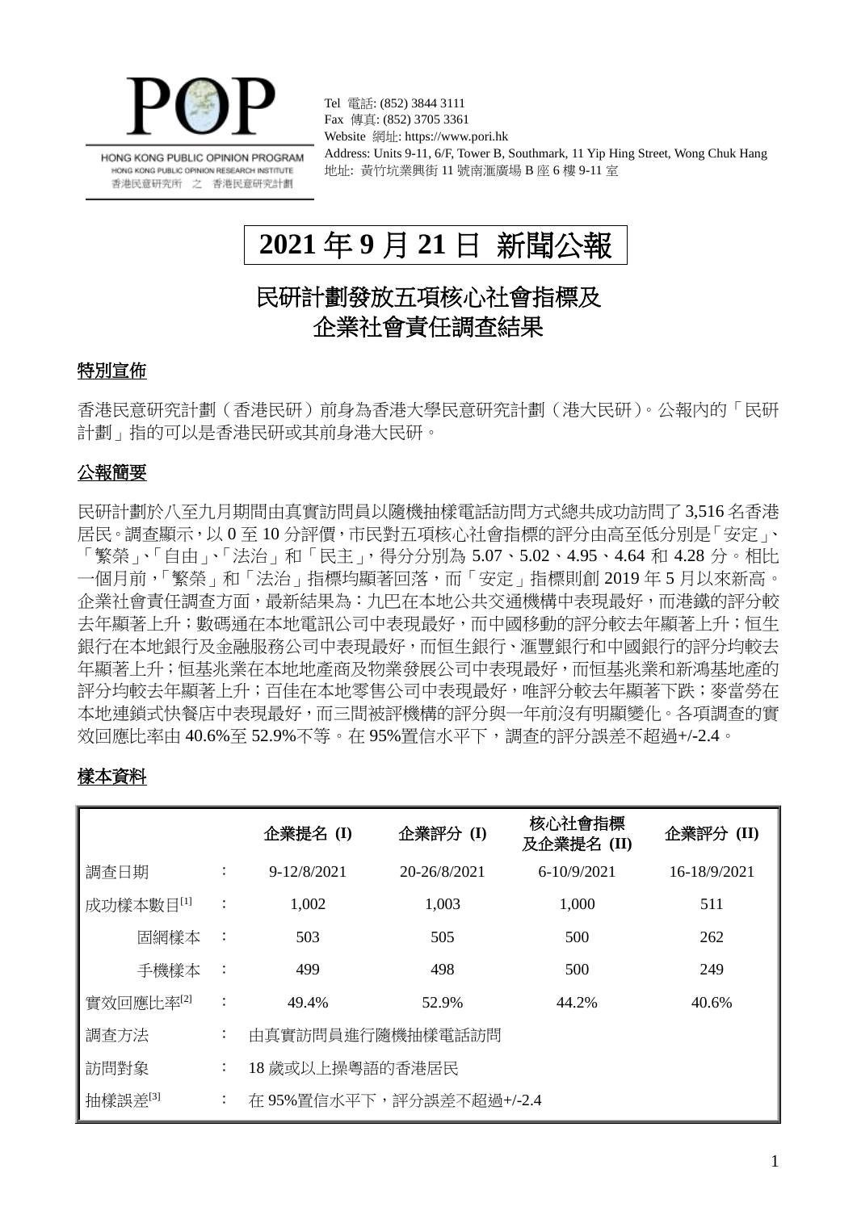POP

HONG KONG PUBLIC OPINION PROGRAM
HONG KONG PUBLIC OPINION RESEARCH INSTITUTE
香港民意研究所 之 香港民意研究計劃

Tel 電話: (852) 3844 3111
Fax 傳真: (852) 3705 3361
Website 網址: https://www.pori.hk
Address: Units 9-11, 6/F, Tower B, Southmark, 11 Yip Hing Street, Wong Chuk Hang
地址: 黃竹坑業興街 11 號南滙廣場 B 座 6 樓 9-11 室

# 2021 年 9 月 21 日 新聞公報

## 民研計劃發放五項核心社會指標及企業社會責任調查結果

### 特別宣佈

香港民意研究計劃（香港民研）前身為香港大學民意研究計劃（港大民研）。公報內的「民研計劃」指的可以是香港民研或其前身港大民研。

### 公報簡要

民研計劃於八至九月期間由真實訪問員以隨機抽樣電話訪問方式總共成功訪問了 3,516 名香港居民。調查顯示，以 0 至 10 分評價，市民對五項核心社會指標的評分由高至低分別是「安定」、「繁榮」、「自由」、「法治」和「民主」，得分分別為 5.07、5.02、4.95、4.64 和 4.28 分。相比一個月前，「繁榮」和「法治」指標均顯著回落，而「安定」指標則創 2019 年 5 月以來新高。企業社會責任調查方面，最新結果為：九巴在本地公共交通機構中表現最好，而港鐵的評分較去年顯著上升；數碼通在本地電訊公司中表現最好，而中國移動的評分較去年顯著上升；恒生銀行在本地銀行及金融服務公司中表現最好，而恒生銀行、滙豐銀行和中國銀行的評分均較去年顯著上升；恒基兆業在本地地產商及物業發展公司中表現最好，而恒基兆業和新鴻基地產的評分均較去年顯著上升；百佳在本地零售公司中表現最好，唯評分較去年顯著下跌；麥當勞在本地連鎖式快餐店中表現最好，而三間被評機構的評分與一年前沒有明顯變化。各項調查的實效回應比率由 40.6%至 52.9%不等。在 95%置信水平下，調查的評分誤差不超過+/-2.4。

### 樣本資料

| | | 企業提名 (I) | 企業評分 (I) | 核心社會指標及企業提名 (II) | 企業評分 (II) |
|---|---|---|---|---|---|
| 調查日期 | ： | 9-12/8/2021 | 20-26/8/2021 | 6-10/9/2021 | 16-18/9/2021 |
| 成功樣本數目[1] | ： | 1,002 | 1,003 | 1,000 | 511 |
| 固網樣本 | ： | 503 | 505 | 500 | 262 |
| 手機樣本 | ： | 499 | 498 | 500 | 249 |
| 實效回應比率[2] | ： | 49.4% | 52.9% | 44.2% | 40.6% |
| 調查方法 | ： | 由真實訪問員進行隨機抽樣電話訪問 | | | |
| 訪問對象 | ： | 18 歲或以上操粵語的香港居民 | | | |
| 抽樣誤差[3] | ： | 在 95%置信水平下，評分誤差不超過+/-2.4 | | | |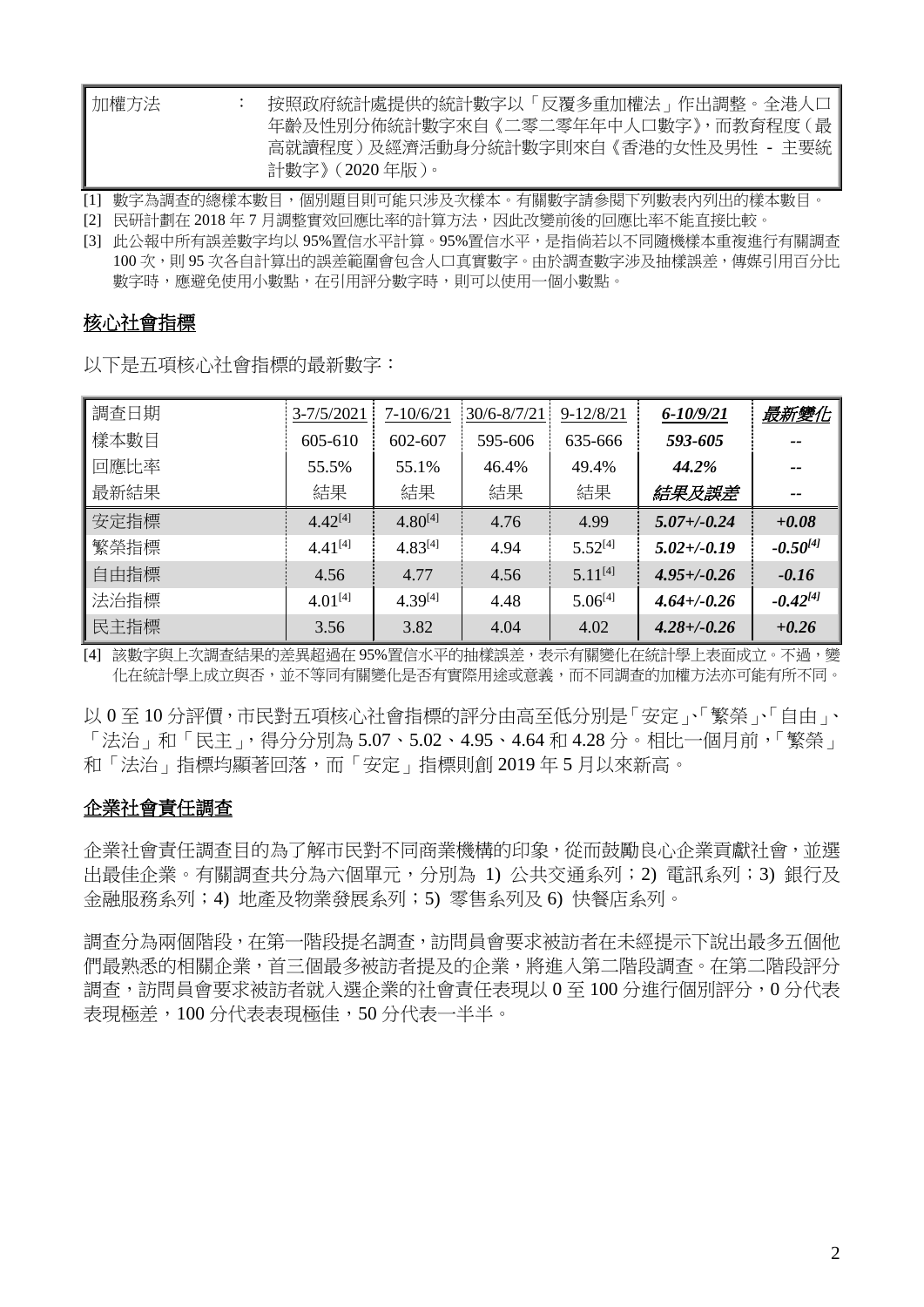| 加權方法 | ： | 按照政府統計處提供的統計數字以「反覆多重加權法」作出調整。全港人口年齡及性別分佈統計數字來自《二零二零年年中人口數字》，而教育程度（最高就讀程度）及經濟活動身分統計數字則來自《香港的女性及男性 - 主要統計數字》（2020 年版）。 |
|---|---|---|

[1] 數字為調查的總樣本數目，個別題目則可能只涉及次樣本。有關數字請參閱下列數表內列出的樣本數目。

[2] 民研計劃在 2018 年 7 月調整實效回應比率的計算方法，因此改變前後的回應比率不能直接比較。

[3] 此公報中所有誤差數字均以 95%置信水平計算。95%置信水平，是指倘若以不同隨機樣本重複進行有關調查 100 次，則 95 次各自計算出的誤差範圍會包含人口真實數字。由於調查數字涉及抽樣誤差，傳媒引用百分比數字時，應避免使用小數點，在引用評分數字時，則可以使用一個小數點。

## 核心社會指標

以下是五項核心社會指標的最新數字：

| 調查日期 | 3-7/5/2021 | 7-10/6/21 | 30/6-8/7/21 | 9-12/8/21 | *6-10/9/21* | *最新變化* |
|---|---|---|---|---|---|---|
| 樣本數目 | 605-610 | 602-607 | 595-606 | 635-666 | ***593-605*** | -- |
| 回應比率 | 55.5% | 55.1% | 46.4% | 49.4% | ***44.2%*** | -- |
| 最新結果 | 結果 | 結果 | 結果 | 結果 | ***結果及誤差*** | -- |
| 安定指標 | 4.42[4] | 4.80[4] | 4.76 | 4.99 | ***5.07+/-0.24*** | ***+0.08*** |
| 繁榮指標 | 4.41[4] | 4.83[4] | 4.94 | 5.52[4] | ***5.02+/-0.19*** | ***-0.50[4]*** |
| 自由指標 | 4.56 | 4.77 | 4.56 | 5.11[4] | ***4.95+/-0.26*** | ***-0.16*** |
| 法治指標 | 4.01[4] | 4.39[4] | 4.48 | 5.06[4] | ***4.64+/-0.26*** | ***-0.42[4]*** |
| 民主指標 | 3.56 | 3.82 | 4.04 | 4.02 | ***4.28+/-0.26*** | ***+0.26*** |

[4] 該數字與上次調查結果的差異超過在 95%置信水平的抽樣誤差，表示有關變化在統計學上表面成立。不過，變化在統計學上成立與否，並不等同有關變化是否有實際用途或意義，而不同調查的加權方法亦可能有所不同。

以 0 至 10 分評價，市民對五項核心社會指標的評分由高至低分別是「安定」、「繁榮」、「自由」、「法治」和「民主」，得分分別為 5.07、5.02、4.95、4.64 和 4.28 分。相比一個月前，「繁榮」和「法治」指標均顯著回落，而「安定」指標則創 2019 年 5 月以來新高。

## 企業社會責任調查

企業社會責任調查目的為了解市民對不同商業機構的印象，從而鼓勵良心企業貢獻社會，並選出最佳企業。有關調查共分為六個單元，分別為 1) 公共交通系列；2) 電訊系列；3) 銀行及金融服務系列；4) 地產及物業發展系列；5) 零售系列及 6) 快餐店系列。

調查分為兩個階段，在第一階段提名調查，訪問員會要求被訪者在未經提示下說出最多五個他們最熟悉的相關企業，首三個最多被訪者提及的企業，將進入第二階段調查。在第二階段評分調查，訪問員會要求被訪者就入選企業的社會責任表現以 0 至 100 分進行個別評分，0 分代表表現極差，100 分代表表現極佳，50 分代表一半半。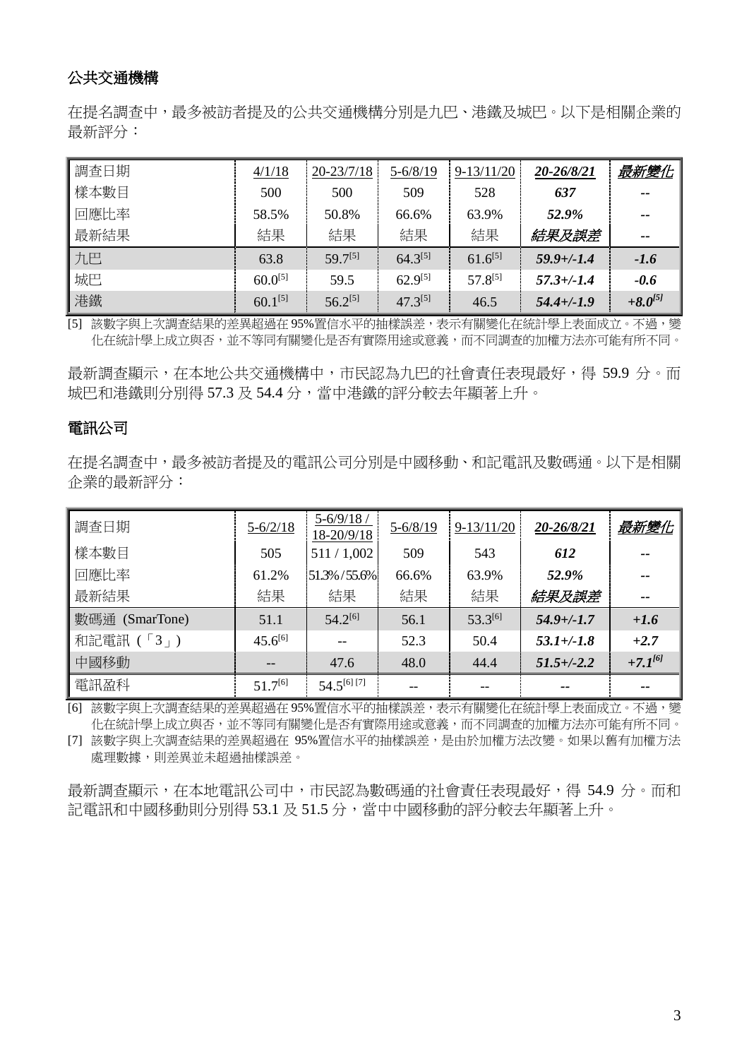### 公共交通機構

在提名調查中，最多被訪者提及的公共交通機構分別是九巴、港鐵及城巴。以下是相關企業的最新評分：

| 調查日期 | 4/1/18 | 20-23/7/18 | 5-6/8/19 | 9-13/11/20 | ***20-26/8/21*** | ***最新變化*** |
|---|---|---|---|---|---|---|
| 樣本數目 | 500 | 500 | 509 | 528 | ***637*** | -- |
| 回應比率 | 58.5% | 50.8% | 66.6% | 63.9% | ***52.9%*** | -- |
| 最新結果 | 結果 | 結果 | 結果 | 結果 | ***結果及誤差*** | -- |
| 九巴 | 63.8 | 59.7[5] | 64.3[5] | 61.6[5] | ***59.9+/-1.4*** | ***-1.6*** |
| 城巴 | 60.0[5] | 59.5 | 62.9[5] | 57.8[5] | ***57.3+/-1.4*** | ***-0.6*** |
| 港鐵 | 60.1[5] | 56.2[5] | 47.3[5] | 46.5 | ***54.4+/-1.9*** | ***+8.0[5]*** |

[5] 該數字與上次調查結果的差異超過在95%置信水平的抽樣誤差，表示有關變化在統計學上表面成立。不過，變化在統計學上成立與否，並不等同有關變化是否有實際用途或意義，而不同調查的加權方法亦可能有所不同。

最新調查顯示，在本地公共交通機構中，市民認為九巴的社會責任表現最好，得 59.9 分。而城巴和港鐵則分別得 57.3 及 54.4 分，當中港鐵的評分較去年顯著上升。

### 電訊公司

在提名調查中，最多被訪者提及的電訊公司分別是中國移動、和記電訊及數碼通。以下是相關企業的最新評分：

| 調查日期 | 5-6/2/18 | 5-6/9/18 / 18-20/9/18 | 5-6/8/19 | 9-13/11/20 | ***20-26/8/21*** | ***最新變化*** |
|---|---|---|---|---|---|---|
| 樣本數目 | 505 | 511 / 1,002 | 509 | 543 | ***612*** | -- |
| 回應比率 | 61.2% | 51.3% / 55.6% | 66.6% | 63.9% | ***52.9%*** | -- |
| 最新結果 | 結果 | 結果 | 結果 | 結果 | ***結果及誤差*** | -- |
| 數碼通 (SmarTone) | 51.1 | 54.2[6] | 56.1 | 53.3[6] | ***54.9+/-1.7*** | ***+1.6*** |
| 和記電訊（「3」） | 45.6[6] | -- | 52.3 | 50.4 | ***53.1+/-1.8*** | ***+2.7*** |
| 中國移動 | -- | 47.6 | 48.0 | 44.4 | ***51.5+/-2.2*** | ***+7.1[6]*** |
| 電訊盈科 | 51.7[6] | 54.5[6] [7] | -- | -- | -- | -- |

[6] 該數字與上次調查結果的差異超過在95%置信水平的抽樣誤差，表示有關變化在統計學上表面成立。不過，變化在統計學上成立與否，並不等同有關變化是否有實際用途或意義，而不同調查的加權方法亦可能有所不同。

[7] 該數字與上次調查結果的差異超過在 95%置信水平的抽樣誤差，是由於加權方法改變。如果以舊有加權方法處理數據，則差異並未超過抽樣誤差。

最新調查顯示，在本地電訊公司中，市民認為數碼通的社會責任表現最好，得 54.9 分。而和記電訊和中國移動則分別得 53.1 及 51.5 分，當中中國移動的評分較去年顯著上升。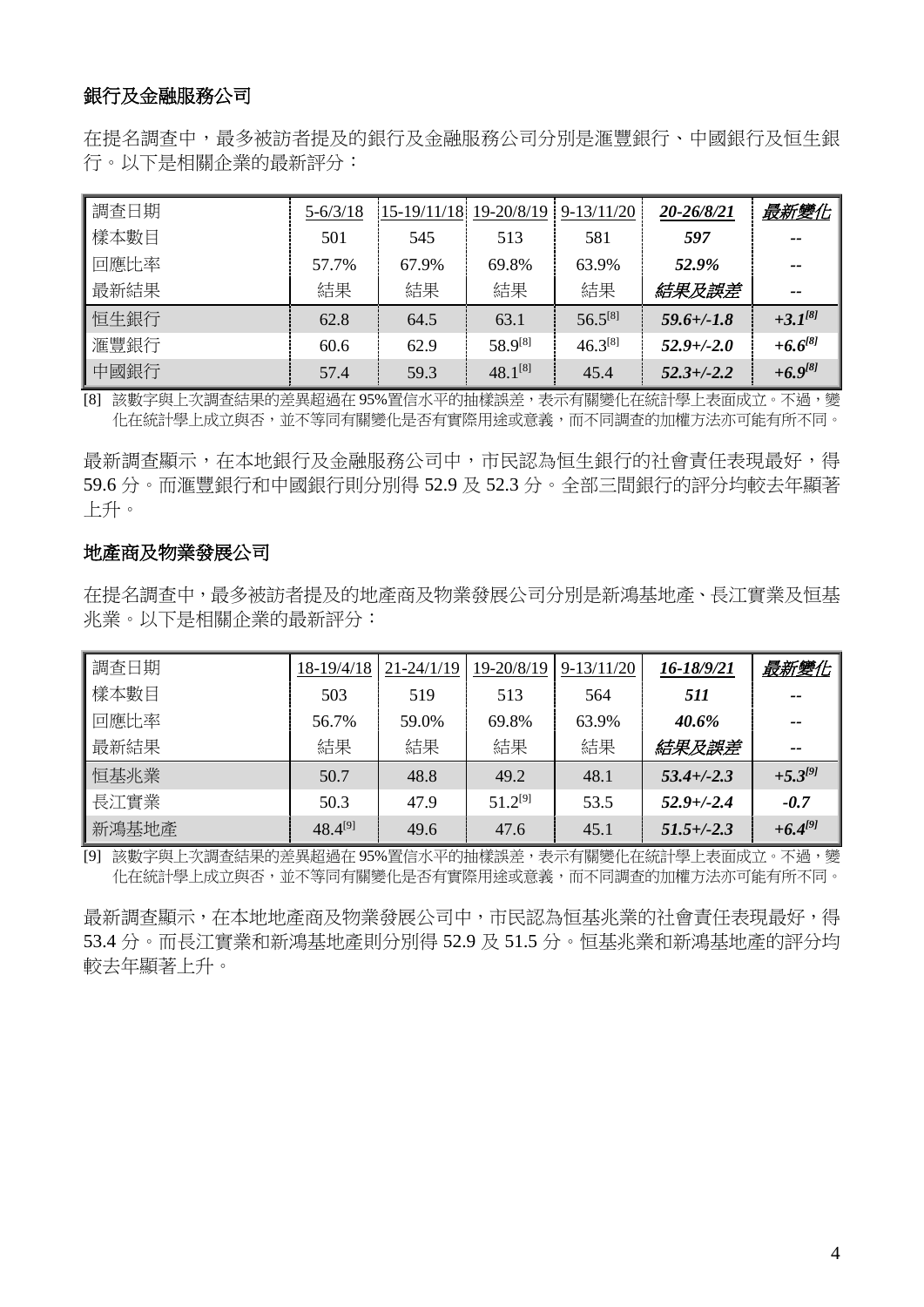## 銀行及金融服務公司

在提名調查中，最多被訪者提及的銀行及金融服務公司分別是滙豐銀行、中國銀行及恒生銀行。以下是相關企業的最新評分：

| 調查日期 | 5-6/3/18 | 15-19/11/18 | 19-20/8/19 | 9-13/11/20 | ***20-26/8/21*** | ***最新變化*** |
|---|---|---|---|---|---|---|
| 樣本數目 | 501 | 545 | 513 | 581 | ***597*** | -- |
| 回應比率 | 57.7% | 67.9% | 69.8% | 63.9% | ***52.9%*** | -- |
| 最新結果 | 結果 | 結果 | 結果 | 結果 | ***結果及誤差*** | -- |
| 恒生銀行 | 62.8 | 64.5 | 63.1 | 56.5[8] | ***59.6+/-1.8*** | ***+3.1[8]*** |
| 滙豐銀行 | 60.6 | 62.9 | 58.9[8] | 46.3[8] | ***52.9+/-2.0*** | ***+6.6[8]*** |
| 中國銀行 | 57.4 | 59.3 | 48.1[8] | 45.4 | ***52.3+/-2.2*** | ***+6.9[8]*** |

[8] 該數字與上次調查結果的差異超過在 95%置信水平的抽樣誤差，表示有關變化在統計學上表面成立。不過，變化在統計學上成立與否，並不等同有關變化是否有實際用途或意義，而不同調查的加權方法亦可能有所不同。

最新調查顯示，在本地銀行及金融服務公司中，市民認為恒生銀行的社會責任表現最好，得 59.6 分。而滙豐銀行和中國銀行則分別得 52.9 及 52.3 分。全部三間銀行的評分均較去年顯著上升。

## 地產商及物業發展公司

在提名調查中，最多被訪者提及的地產商及物業發展公司分別是新鴻基地產、長江實業及恒基兆業。以下是相關企業的最新評分：

| 調查日期 | 18-19/4/18 | 21-24/1/19 | 19-20/8/19 | 9-13/11/20 | ***16-18/9/21*** | ***最新變化*** |
|---|---|---|---|---|---|---|
| 樣本數目 | 503 | 519 | 513 | 564 | ***511*** | -- |
| 回應比率 | 56.7% | 59.0% | 69.8% | 63.9% | ***40.6%*** | -- |
| 最新結果 | 結果 | 結果 | 結果 | 結果 | ***結果及誤差*** | -- |
| 恒基兆業 | 50.7 | 48.8 | 49.2 | 48.1 | ***53.4+/-2.3*** | ***+5.3[9]*** |
| 長江實業 | 50.3 | 47.9 | 51.2[9] | 53.5 | ***52.9+/-2.4*** | ***-0.7*** |
| 新鴻基地產 | 48.4[9] | 49.6 | 47.6 | 45.1 | ***51.5+/-2.3*** | ***+6.4[9]*** |

[9] 該數字與上次調查結果的差異超過在 95%置信水平的抽樣誤差，表示有關變化在統計學上表面成立。不過，變化在統計學上成立與否，並不等同有關變化是否有實際用途或意義，而不同調查的加權方法亦可能有所不同。

最新調查顯示，在本地地產商及物業發展公司中，市民認為恒基兆業的社會責任表現最好，得 53.4 分。而長江實業和新鴻基地產則分別得 52.9 及 51.5 分。恒基兆業和新鴻基地產的評分均較去年顯著上升。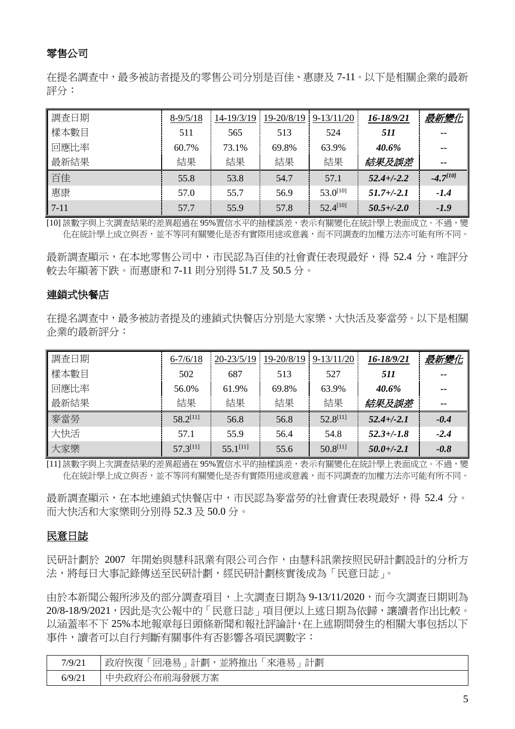**零售公司**

在提名調查中，最多被訪者提及的零售公司分別是百佳、惠康及 7-11。以下是相關企業的最新評分：

| 調查日期 | 8-9/5/18 | 14-19/3/19 | 19-20/8/19 | 9-13/11/20 | ***16-18/9/21*** | ***最新變化*** |
|---|---|---|---|---|---|---|
| 樣本數目 | 511 | 565 | 513 | 524 | ***511*** | -- |
| 回應比率 | 60.7% | 73.1% | 69.8% | 63.9% | ***40.6%*** | -- |
| 最新結果 | 結果 | 結果 | 結果 | 結果 | ***結果及誤差*** | -- |
| 百佳 | 55.8 | 53.8 | 54.7 | 57.1 | ***52.4+/-2.2*** | ***-4.7[10]*** |
| 惠康 | 57.0 | 55.7 | 56.9 | 53.0[10] | ***51.7+/-2.1*** | ***-1.4*** |
| 7-11 | 57.7 | 55.9 | 57.8 | 52.4[10] | ***50.5+/-2.0*** | ***-1.9*** |

[10] 該數字與上次調查結果的差異超過在 95%置信水平的抽樣誤差，表示有關變化在統計學上表面成立。不過，變化在統計學上成立與否，並不等同有關變化是否有實際用途或意義，而不同調查的加權方法亦可能有所不同。

最新調查顯示，在本地零售公司中，市民認為百佳的社會責任表現最好，得 52.4 分，唯評分較去年顯著下跌。而惠康和 7-11 則分別得 51.7 及 50.5 分。

**連鎖式快餐店**

在提名調查中，最多被訪者提及的連鎖式快餐店分別是大家樂、大快活及麥當勞。以下是相關企業的最新評分：

| 調查日期 | 6-7/6/18 | 20-23/5/19 | 19-20/8/19 | 9-13/11/20 | ***16-18/9/21*** | ***最新變化*** |
|---|---|---|---|---|---|---|
| 樣本數目 | 502 | 687 | 513 | 527 | ***511*** | -- |
| 回應比率 | 56.0% | 61.9% | 69.8% | 63.9% | ***40.6%*** | -- |
| 最新結果 | 結果 | 結果 | 結果 | 結果 | ***結果及誤差*** | -- |
| 麥當勞 | 58.2[11] | 56.8 | 56.8 | 52.8[11] | ***52.4+/-2.1*** | ***-0.4*** |
| 大快活 | 57.1 | 55.9 | 56.4 | 54.8 | ***52.3+/-1.8*** | ***-2.4*** |
| 大家樂 | 57.3[11] | 55.1[11] | 55.6 | 50.8[11] | ***50.0+/-2.1*** | ***-0.8*** |

[11] 該數字與上次調查結果的差異超過在 95%置信水平的抽樣誤差，表示有關變化在統計學上表面成立。不過，變化在統計學上成立與否，並不等同有關變化是否有實際用途或意義，而不同調查的加權方法亦可能有所不同。

最新調查顯示，在本地連鎖式快餐店中，市民認為麥當勞的社會責任表現最好，得 52.4 分。而大快活和大家樂則分別得 52.3 及 50.0 分。

**民意日誌**

民研計劃於 2007 年開始與慧科訊業有限公司合作，由慧科訊業按照民研計劃設計的分析方法，將每日大事記錄傳送至民研計劃，經民研計劃核實後成為「民意日誌」。

由於本新聞公報所涉及的部分調查項目，上次調查日期為 9-13/11/2020，而今次調查日期則為 20/8-18/9/2021，因此是次公報中的「民意日誌」項目便以上述日期為依歸，讓讀者作出比較。以涵蓋率不下 25%本地報章每日頭條新聞和報社評論計，在上述期間發生的相關大事包括以下事件，讀者可以自行判斷有關事件有否影響各項民調數字：

| | |
|---|---|
| 7/9/21 | 政府恢復「回港易」計劃，並將推出「來港易」計劃 |
| 6/9/21 | 中央政府公布前海發展方案 |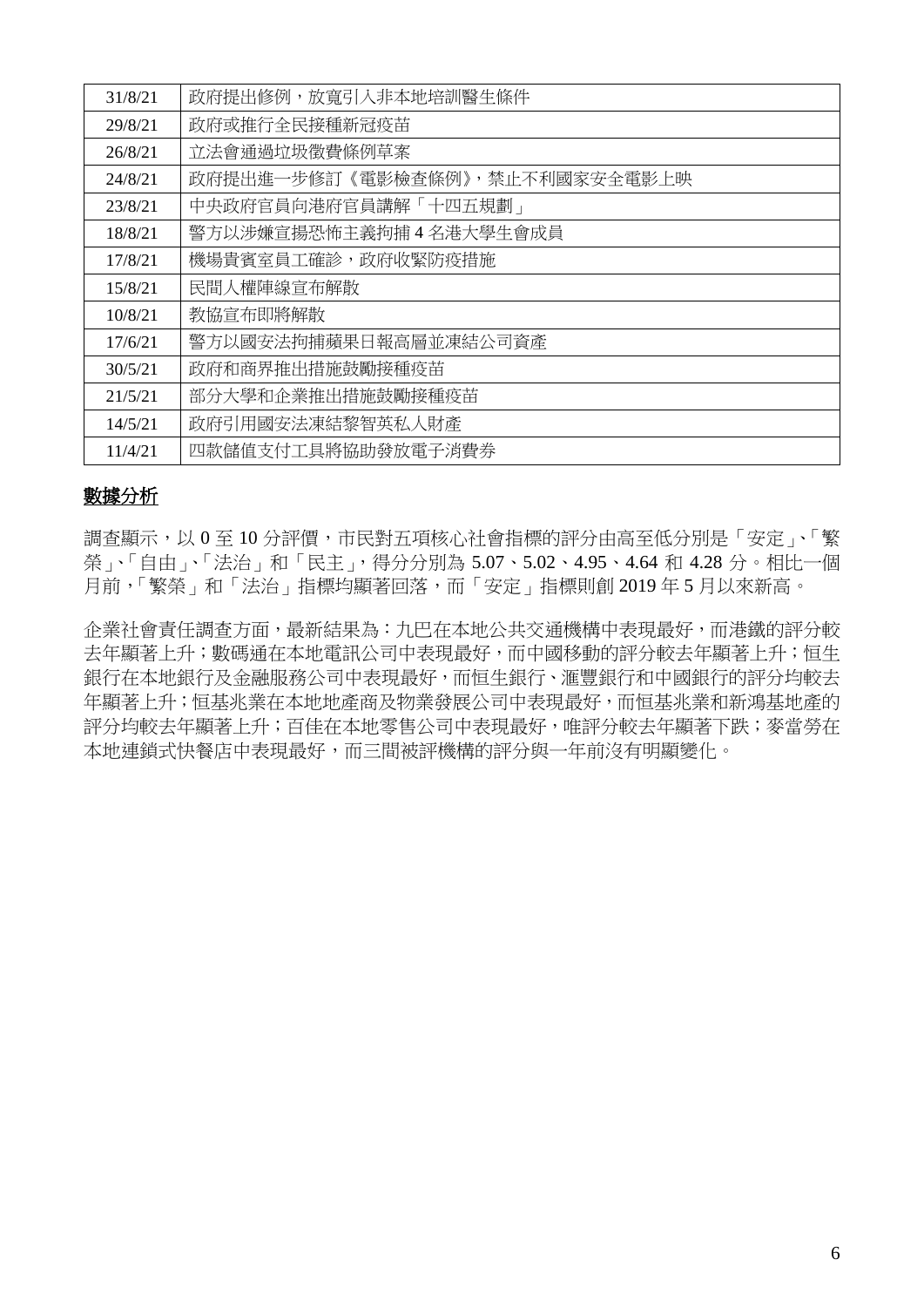| 31/8/21 | 政府提出修例，放寬引入非本地培訓醫生條件 |
|---|---|
| 29/8/21 | 政府或推行全民接種新冠疫苗 |
| 26/8/21 | 立法會通過垃圾徵費條例草案 |
| 24/8/21 | 政府提出進一步修訂《電影檢查條例》，禁止不利國家安全電影上映 |
| 23/8/21 | 中央政府官員向港府官員講解「十四五規劃」 |
| 18/8/21 | 警方以涉嫌宣揚恐怖主義拘捕 4 名港大學生會成員 |
| 17/8/21 | 機場貴賓室員工確診，政府收緊防疫措施 |
| 15/8/21 | 民間人權陣線宣布解散 |
| 10/8/21 | 教協宣布即將解散 |
| 17/6/21 | 警方以國安法拘捕蘋果日報高層並凍結公司資產 |
| 30/5/21 | 政府和商界推出措施鼓勵接種疫苗 |
| 21/5/21 | 部分大學和企業推出措施鼓勵接種疫苗 |
| 14/5/21 | 政府引用國安法凍結黎智英私人財產 |
| 11/4/21 | 四款儲值支付工具將協助發放電子消費券 |

## 數據分析

調查顯示，以 0 至 10 分評價，市民對五項核心社會指標的評分由高至低分別是「安定」、「繁榮」、「自由」、「法治」和「民主」，得分分別為 5.07、5.02、4.95、4.64 和 4.28 分。相比一個月前，「繁榮」和「法治」指標均顯著回落，而「安定」指標則創 2019 年 5 月以來新高。

企業社會責任調查方面，最新結果為：九巴在本地公共交通機構中表現最好，而港鐵的評分較去年顯著上升；數碼通在本地電訊公司中表現最好，而中國移動的評分較去年顯著上升；恒生銀行在本地銀行及金融服務公司中表現最好，而恒生銀行、滙豐銀行和中國銀行的評分均較去年顯著上升；恒基兆業在本地地產商及物業發展公司中表現最好，而恒基兆業和新鴻基地產的評分均較去年顯著上升；百佳在本地零售公司中表現最好，唯評分較去年顯著下跌；麥當勞在本地連鎖式快餐店中表現最好，而三間被評機構的評分與一年前沒有明顯變化。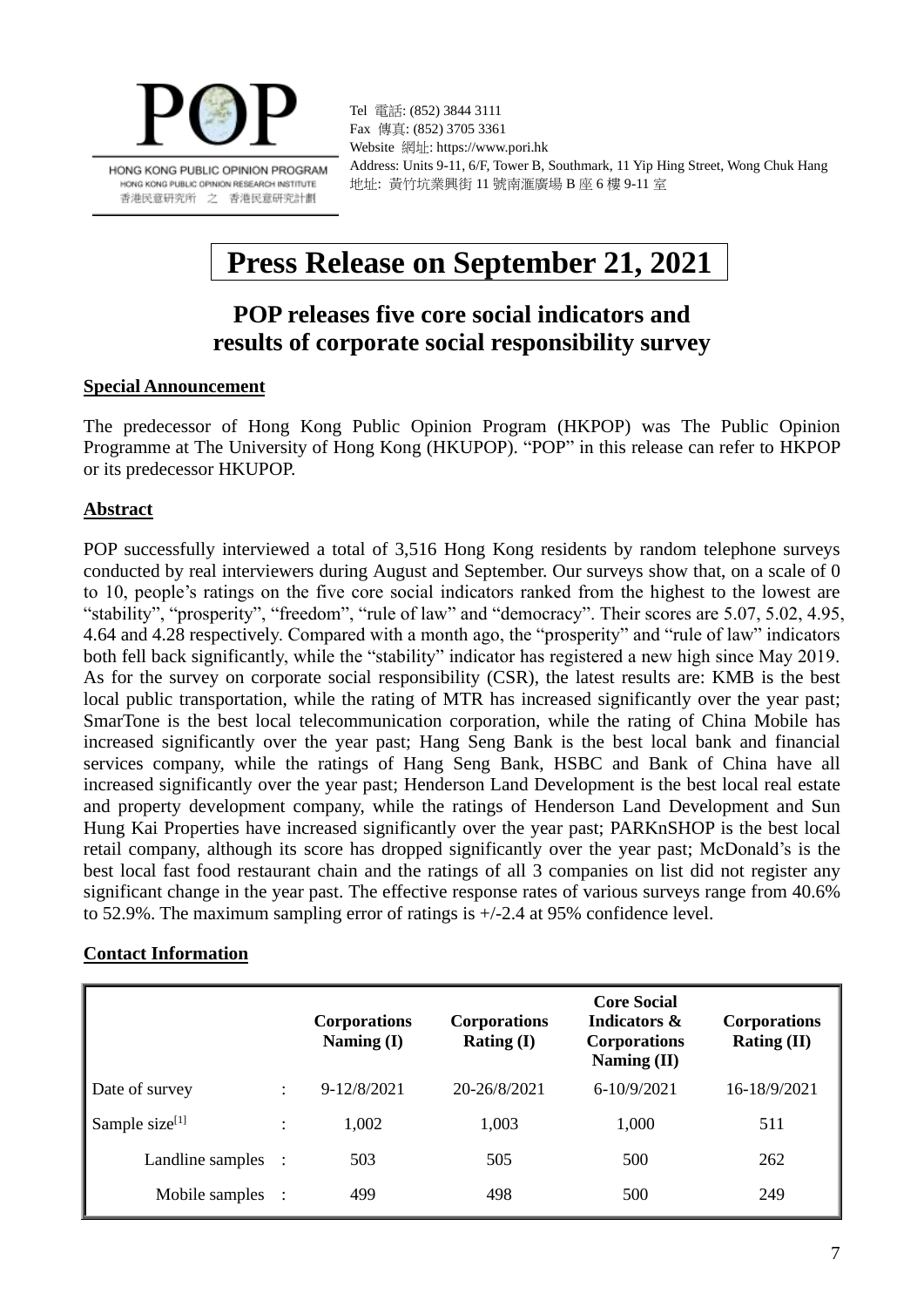POP

HONG KONG PUBLIC OPINION PROGRAM
HONG KONG PUBLIC OPINION RESEARCH INSTITUTE
香港民意研究所 之 香港民意研究計劃

Tel 電話: (852) 3844 3111
Fax 傳真: (852) 3705 3361
Website 網址: https://www.pori.hk
Address: Units 9-11, 6/F, Tower B, Southmark, 11 Yip Hing Street, Wong Chuk Hang
地址: 黃竹坑業興街 11 號南滙廣場 B 座 6 樓 9-11 室

# Press Release on September 21, 2021

## POP releases five core social indicators and results of corporate social responsibility survey

### Special Announcement

The predecessor of Hong Kong Public Opinion Program (HKPOP) was The Public Opinion Programme at The University of Hong Kong (HKUPOP). "POP" in this release can refer to HKPOP or its predecessor HKUPOP.

### Abstract

POP successfully interviewed a total of 3,516 Hong Kong residents by random telephone surveys conducted by real interviewers during August and September. Our surveys show that, on a scale of 0 to 10, people's ratings on the five core social indicators ranked from the highest to the lowest are "stability", "prosperity", "freedom", "rule of law" and "democracy". Their scores are 5.07, 5.02, 4.95, 4.64 and 4.28 respectively. Compared with a month ago, the "prosperity" and "rule of law" indicators both fell back significantly, while the "stability" indicator has registered a new high since May 2019. As for the survey on corporate social responsibility (CSR), the latest results are: KMB is the best local public transportation, while the rating of MTR has increased significantly over the year past; SmarTone is the best local telecommunication corporation, while the rating of China Mobile has increased significantly over the year past; Hang Seng Bank is the best local bank and financial services company, while the ratings of Hang Seng Bank, HSBC and Bank of China have all increased significantly over the year past; Henderson Land Development is the best local real estate and property development company, while the ratings of Henderson Land Development and Sun Hung Kai Properties have increased significantly over the year past; PARKnSHOP is the best local retail company, although its score has dropped significantly over the year past; McDonald's is the best local fast food restaurant chain and the ratings of all 3 companies on list did not register any significant change in the year past. The effective response rates of various surveys range from 40.6% to 52.9%. The maximum sampling error of ratings is +/-2.4 at 95% confidence level.

### Contact Information

| | | Corporations Naming (I) | Corporations Rating (I) | Core Social Indicators & Corporations Naming (II) | Corporations Rating (II) |
|---|---|---|---|---|---|
| Date of survey | : | 9-12/8/2021 | 20-26/8/2021 | 6-10/9/2021 | 16-18/9/2021 |
| Sample size[1] | : | 1,002 | 1,003 | 1,000 | 511 |
| Landline samples | : | 503 | 505 | 500 | 262 |
| Mobile samples | : | 499 | 498 | 500 | 249 |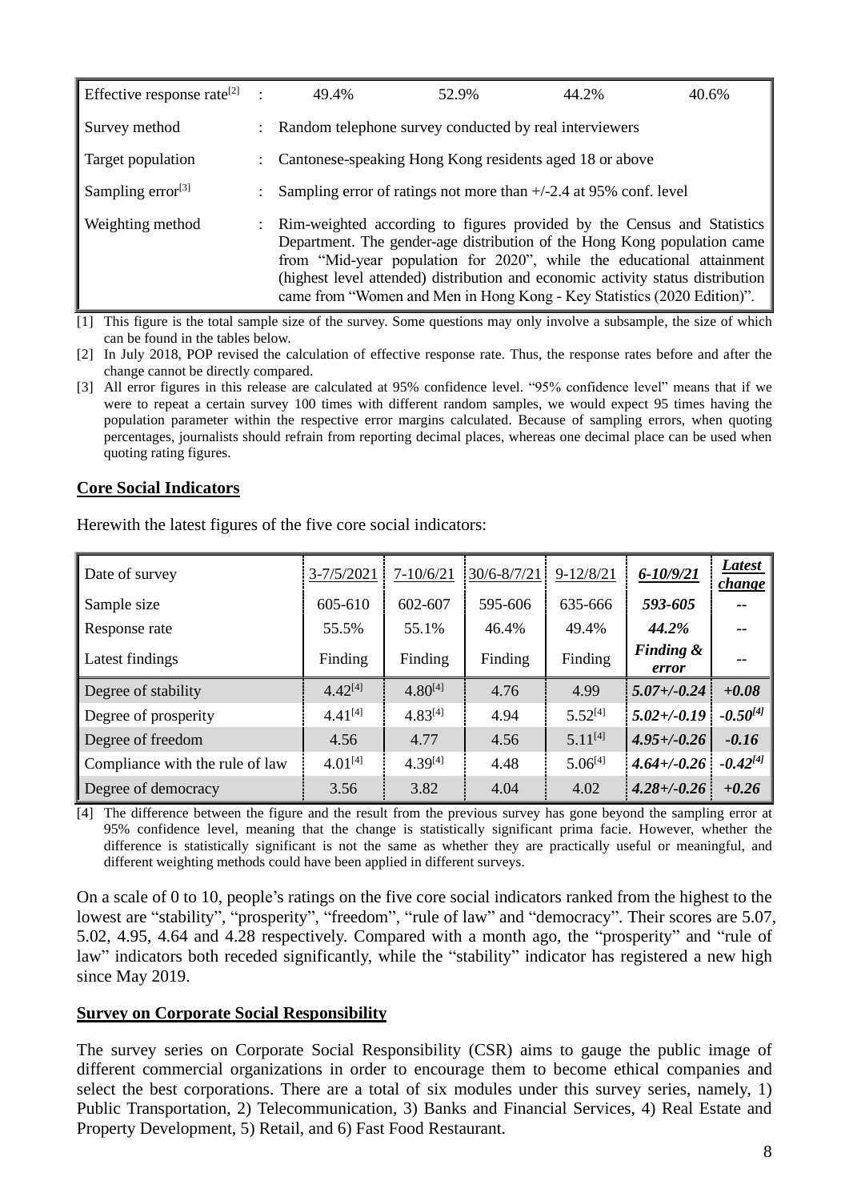| Effective response rate[2] | : | 49.4% | 52.9% | 44.2% | 40.6% |
|---|---|---|---|---|---|
| Survey method | : | Random telephone survey conducted by real interviewers | | | |
| Target population | : | Cantonese-speaking Hong Kong residents aged 18 or above | | | |
| Sampling error[3] | : | Sampling error of ratings not more than +/-2.4 at 95% conf. level | | | |
| Weighting method | : | Rim-weighted according to figures provided by the Census and Statistics Department. The gender-age distribution of the Hong Kong population came from "Mid-year population for 2020", while the educational attainment (highest level attended) distribution and economic activity status distribution came from "Women and Men in Hong Kong - Key Statistics (2020 Edition)". | | | |

[1] This figure is the total sample size of the survey. Some questions may only involve a subsample, the size of which can be found in the tables below.

[2] In July 2018, POP revised the calculation of effective response rate. Thus, the response rates before and after the change cannot be directly compared.

[3] All error figures in this release are calculated at 95% confidence level. "95% confidence level" means that if we were to repeat a certain survey 100 times with different random samples, we would expect 95 times having the population parameter within the respective error margins calculated. Because of sampling errors, when quoting percentages, journalists should refrain from reporting decimal places, whereas one decimal place can be used when quoting rating figures.

## Core Social Indicators

Herewith the latest figures of the five core social indicators:

| Date of survey | 3-7/5/2021 | 7-10/6/21 | 30/6-8/7/21 | 9-12/8/21 | *6-10/9/21* | *Latest change* |
|---|---|---|---|---|---|---|
| Sample size | 605-610 | 602-607 | 595-606 | 635-666 | *593-605* | -- |
| Response rate | 55.5% | 55.1% | 46.4% | 49.4% | *44.2%* | -- |
| Latest findings | Finding | Finding | Finding | Finding | *Finding & error* | -- |
| Degree of stability | 4.42[4] | 4.80[4] | 4.76 | 4.99 | *5.07+/-0.24* | *+0.08* |
| Degree of prosperity | 4.41[4] | 4.83[4] | 4.94 | 5.52[4] | *5.02+/-0.19* | *-0.50[4]* |
| Degree of freedom | 4.56 | 4.77 | 4.56 | 5.11[4] | *4.95+/-0.26* | *-0.16* |
| Compliance with the rule of law | 4.01[4] | 4.39[4] | 4.48 | 5.06[4] | *4.64+/-0.26* | *-0.42[4]* |
| Degree of democracy | 3.56 | 3.82 | 4.04 | 4.02 | *4.28+/-0.26* | *+0.26* |

[4] The difference between the figure and the result from the previous survey has gone beyond the sampling error at 95% confidence level, meaning that the change is statistically significant prima facie. However, whether the difference is statistically significant is not the same as whether they are practically useful or meaningful, and different weighting methods could have been applied in different surveys.

On a scale of 0 to 10, people's ratings on the five core social indicators ranked from the highest to the lowest are "stability", "prosperity", "freedom", "rule of law" and "democracy". Their scores are 5.07, 5.02, 4.95, 4.64 and 4.28 respectively. Compared with a month ago, the "prosperity" and "rule of law" indicators both receded significantly, while the "stability" indicator has registered a new high since May 2019.

## Survey on Corporate Social Responsibility

The survey series on Corporate Social Responsibility (CSR) aims to gauge the public image of different commercial organizations in order to encourage them to become ethical companies and select the best corporations. There are a total of six modules under this survey series, namely, 1) Public Transportation, 2) Telecommunication, 3) Banks and Financial Services, 4) Real Estate and Property Development, 5) Retail, and 6) Fast Food Restaurant.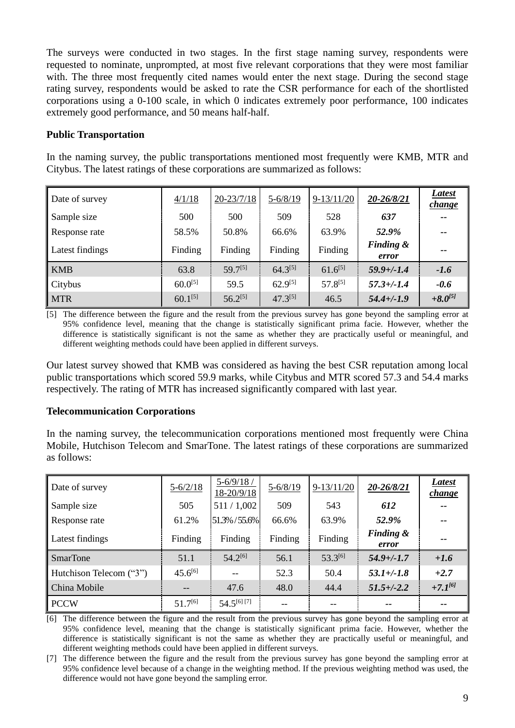The surveys were conducted in two stages. In the first stage naming survey, respondents were requested to nominate, unprompted, at most five relevant corporations that they were most familiar with. The three most frequently cited names would enter the next stage. During the second stage rating survey, respondents would be asked to rate the CSR performance for each of the shortlisted corporations using a 0-100 scale, in which 0 indicates extremely poor performance, 100 indicates extremely good performance, and 50 means half-half.

**Public Transportation**

In the naming survey, the public transportations mentioned most frequently were KMB, MTR and Citybus. The latest ratings of these corporations are summarized as follows:

| Date of survey | 4/1/18 | 20-23/7/18 | 5-6/8/19 | 9-13/11/20 | ***20-26/8/21*** | ***Latest change*** |
|---|---|---|---|---|---|---|
| Sample size | 500 | 500 | 509 | 528 | ***637*** | -- |
| Response rate | 58.5% | 50.8% | 66.6% | 63.9% | ***52.9%*** | -- |
| Latest findings | Finding | Finding | Finding | Finding | ***Finding & error*** | -- |
| KMB | 63.8 | 59.7[5] | 64.3[5] | 61.6[5] | ***59.9+/-1.4*** | ***-1.6*** |
| Citybus | 60.0[5] | 59.5 | 62.9[5] | 57.8[5] | ***57.3+/-1.4*** | ***-0.6*** |
| MTR | 60.1[5] | 56.2[5] | 47.3[5] | 46.5 | ***54.4+/-1.9*** | ***+8.0[5]*** |

[5] The difference between the figure and the result from the previous survey has gone beyond the sampling error at 95% confidence level, meaning that the change is statistically significant prima facie. However, whether the difference is statistically significant is not the same as whether they are practically useful or meaningful, and different weighting methods could have been applied in different surveys.

Our latest survey showed that KMB was considered as having the best CSR reputation among local public transportations which scored 59.9 marks, while Citybus and MTR scored 57.3 and 54.4 marks respectively. The rating of MTR has increased significantly compared with last year.

**Telecommunication Corporations**

In the naming survey, the telecommunication corporations mentioned most frequently were China Mobile, Hutchison Telecom and SmarTone. The latest ratings of these corporations are summarized as follows:

| Date of survey | 5-6/2/18 | 5-6/9/18 / 18-20/9/18 | 5-6/8/19 | 9-13/11/20 | ***20-26/8/21*** | ***Latest change*** |
|---|---|---|---|---|---|---|
| Sample size | 505 | 511 / 1,002 | 509 | 543 | ***612*** | -- |
| Response rate | 61.2% | 51.3% / 55.6% | 66.6% | 63.9% | ***52.9%*** | -- |
| Latest findings | Finding | Finding | Finding | Finding | ***Finding & error*** | -- |
| SmarTone | 51.1 | 54.2[6] | 56.1 | 53.3[6] | ***54.9+/-1.7*** | ***+1.6*** |
| Hutchison Telecom ("3") | 45.6[6] | -- | 52.3 | 50.4 | ***53.1+/-1.8*** | ***+2.7*** |
| China Mobile | -- | 47.6 | 48.0 | 44.4 | ***51.5+/-2.2*** | ***+7.1[6]*** |
| PCCW | 51.7[6] | 54.5[6] [7] | -- | -- | -- | -- |

[6] The difference between the figure and the result from the previous survey has gone beyond the sampling error at 95% confidence level, meaning that the change is statistically significant prima facie. However, whether the difference is statistically significant is not the same as whether they are practically useful or meaningful, and different weighting methods could have been applied in different surveys.

[7] The difference between the figure and the result from the previous survey has gone beyond the sampling error at 95% confidence level because of a change in the weighting method. If the previous weighting method was used, the difference would not have gone beyond the sampling error.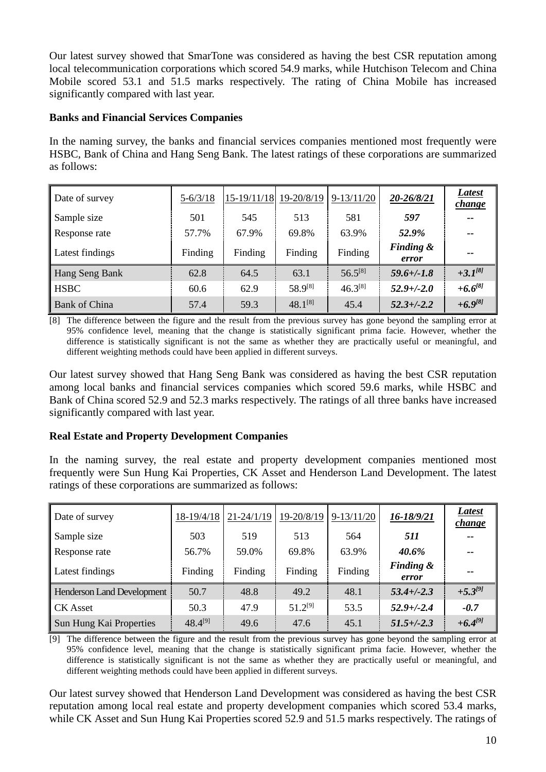Our latest survey showed that SmarTone was considered as having the best CSR reputation among local telecommunication corporations which scored 54.9 marks, while Hutchison Telecom and China Mobile scored 53.1 and 51.5 marks respectively. The rating of China Mobile has increased significantly compared with last year.

**Banks and Financial Services Companies**

In the naming survey, the banks and financial services companies mentioned most frequently were HSBC, Bank of China and Hang Seng Bank. The latest ratings of these corporations are summarized as follows:

| Date of survey | 5-6/3/18 | 15-19/11/18 | 19-20/8/19 | 9-13/11/20 | *20-26/8/21* | *Latest change* |
|---|---|---|---|---|---|---|
| Sample size | 501 | 545 | 513 | 581 | *597* | -- |
| Response rate | 57.7% | 67.9% | 69.8% | 63.9% | *52.9%* | -- |
| Latest findings | Finding | Finding | Finding | Finding | *Finding & error* | -- |
| Hang Seng Bank | 62.8 | 64.5 | 63.1 | 56.5[8] | *59.6+/-1.8* | *+3.1[8]* |
| HSBC | 60.6 | 62.9 | 58.9[8] | 46.3[8] | *52.9+/-2.0* | *+6.6[8]* |
| Bank of China | 57.4 | 59.3 | 48.1[8] | 45.4 | *52.3+/-2.2* | *+6.9[8]* |

[8] The difference between the figure and the result from the previous survey has gone beyond the sampling error at 95% confidence level, meaning that the change is statistically significant prima facie. However, whether the difference is statistically significant is not the same as whether they are practically useful or meaningful, and different weighting methods could have been applied in different surveys.

Our latest survey showed that Hang Seng Bank was considered as having the best CSR reputation among local banks and financial services companies which scored 59.6 marks, while HSBC and Bank of China scored 52.9 and 52.3 marks respectively. The ratings of all three banks have increased significantly compared with last year.

**Real Estate and Property Development Companies**

In the naming survey, the real estate and property development companies mentioned most frequently were Sun Hung Kai Properties, CK Asset and Henderson Land Development. The latest ratings of these corporations are summarized as follows:

| Date of survey | 18-19/4/18 | 21-24/1/19 | 19-20/8/19 | 9-13/11/20 | *16-18/9/21* | *Latest change* |
|---|---|---|---|---|---|---|
| Sample size | 503 | 519 | 513 | 564 | *511* | -- |
| Response rate | 56.7% | 59.0% | 69.8% | 63.9% | *40.6%* | -- |
| Latest findings | Finding | Finding | Finding | Finding | *Finding & error* | -- |
| Henderson Land Development | 50.7 | 48.8 | 49.2 | 48.1 | *53.4+/-2.3* | *+5.3[9]* |
| CK Asset | 50.3 | 47.9 | 51.2[9] | 53.5 | *52.9+/-2.4* | *-0.7* |
| Sun Hung Kai Properties | 48.4[9] | 49.6 | 47.6 | 45.1 | *51.5+/-2.3* | *+6.4[9]* |

[9] The difference between the figure and the result from the previous survey has gone beyond the sampling error at 95% confidence level, meaning that the change is statistically significant prima facie. However, whether the difference is statistically significant is not the same as whether they are practically useful or meaningful, and different weighting methods could have been applied in different surveys.

Our latest survey showed that Henderson Land Development was considered as having the best CSR reputation among local real estate and property development companies which scored 53.4 marks, while CK Asset and Sun Hung Kai Properties scored 52.9 and 51.5 marks respectively. The ratings of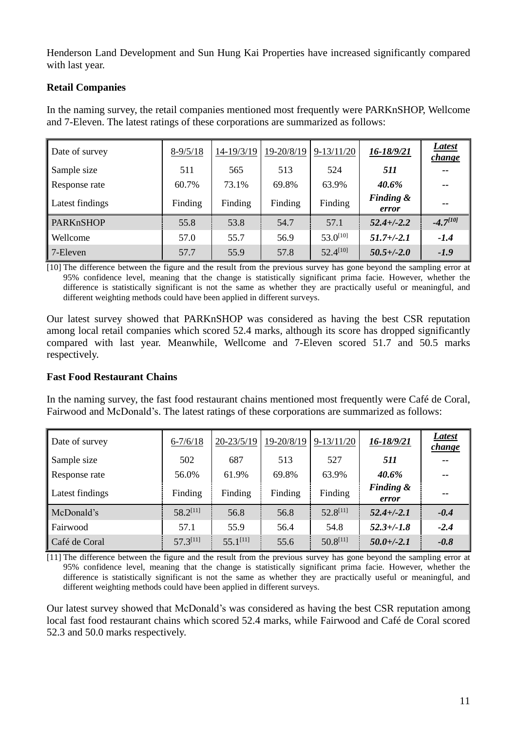Henderson Land Development and Sun Hung Kai Properties have increased significantly compared with last year.

**Retail Companies**

In the naming survey, the retail companies mentioned most frequently were PARKnSHOP, Wellcome and 7-Eleven. The latest ratings of these corporations are summarized as follows:

| Date of survey | 8-9/5/18 | 14-19/3/19 | 19-20/8/19 | 9-13/11/20 | ***16-18/9/21*** | ***Latest change*** |
|---|---|---|---|---|---|---|
| Sample size | 511 | 565 | 513 | 524 | ***511*** | -- |
| Response rate | 60.7% | 73.1% | 69.8% | 63.9% | ***40.6%*** | -- |
| Latest findings | Finding | Finding | Finding | Finding | ***Finding & error*** | -- |
| PARKnSHOP | 55.8 | 53.8 | 54.7 | 57.1 | ***52.4+/-2.2*** | ***-4.7[10]*** |
| Wellcome | 57.0 | 55.7 | 56.9 | 53.0[10] | ***51.7+/-2.1*** | ***-1.4*** |
| 7-Eleven | 57.7 | 55.9 | 57.8 | 52.4[10] | ***50.5+/-2.0*** | ***-1.9*** |

[10] The difference between the figure and the result from the previous survey has gone beyond the sampling error at 95% confidence level, meaning that the change is statistically significant prima facie. However, whether the difference is statistically significant is not the same as whether they are practically useful or meaningful, and different weighting methods could have been applied in different surveys.

Our latest survey showed that PARKnSHOP was considered as having the best CSR reputation among local retail companies which scored 52.4 marks, although its score has dropped significantly compared with last year. Meanwhile, Wellcome and 7-Eleven scored 51.7 and 50.5 marks respectively.

**Fast Food Restaurant Chains**

In the naming survey, the fast food restaurant chains mentioned most frequently were Café de Coral, Fairwood and McDonald's. The latest ratings of these corporations are summarized as follows:

| Date of survey | 6-7/6/18 | 20-23/5/19 | 19-20/8/19 | 9-13/11/20 | ***16-18/9/21*** | ***Latest change*** |
|---|---|---|---|---|---|---|
| Sample size | 502 | 687 | 513 | 527 | ***511*** | -- |
| Response rate | 56.0% | 61.9% | 69.8% | 63.9% | ***40.6%*** | -- |
| Latest findings | Finding | Finding | Finding | Finding | ***Finding & error*** | -- |
| McDonald's | 58.2[11] | 56.8 | 56.8 | 52.8[11] | ***52.4+/-2.1*** | ***-0.4*** |
| Fairwood | 57.1 | 55.9 | 56.4 | 54.8 | ***52.3+/-1.8*** | ***-2.4*** |
| Café de Coral | 57.3[11] | 55.1[11] | 55.6 | 50.8[11] | ***50.0+/-2.1*** | ***-0.8*** |

[11] The difference between the figure and the result from the previous survey has gone beyond the sampling error at 95% confidence level, meaning that the change is statistically significant prima facie. However, whether the difference is statistically significant is not the same as whether they are practically useful or meaningful, and different weighting methods could have been applied in different surveys.

Our latest survey showed that McDonald's was considered as having the best CSR reputation among local fast food restaurant chains which scored 52.4 marks, while Fairwood and Café de Coral scored 52.3 and 50.0 marks respectively.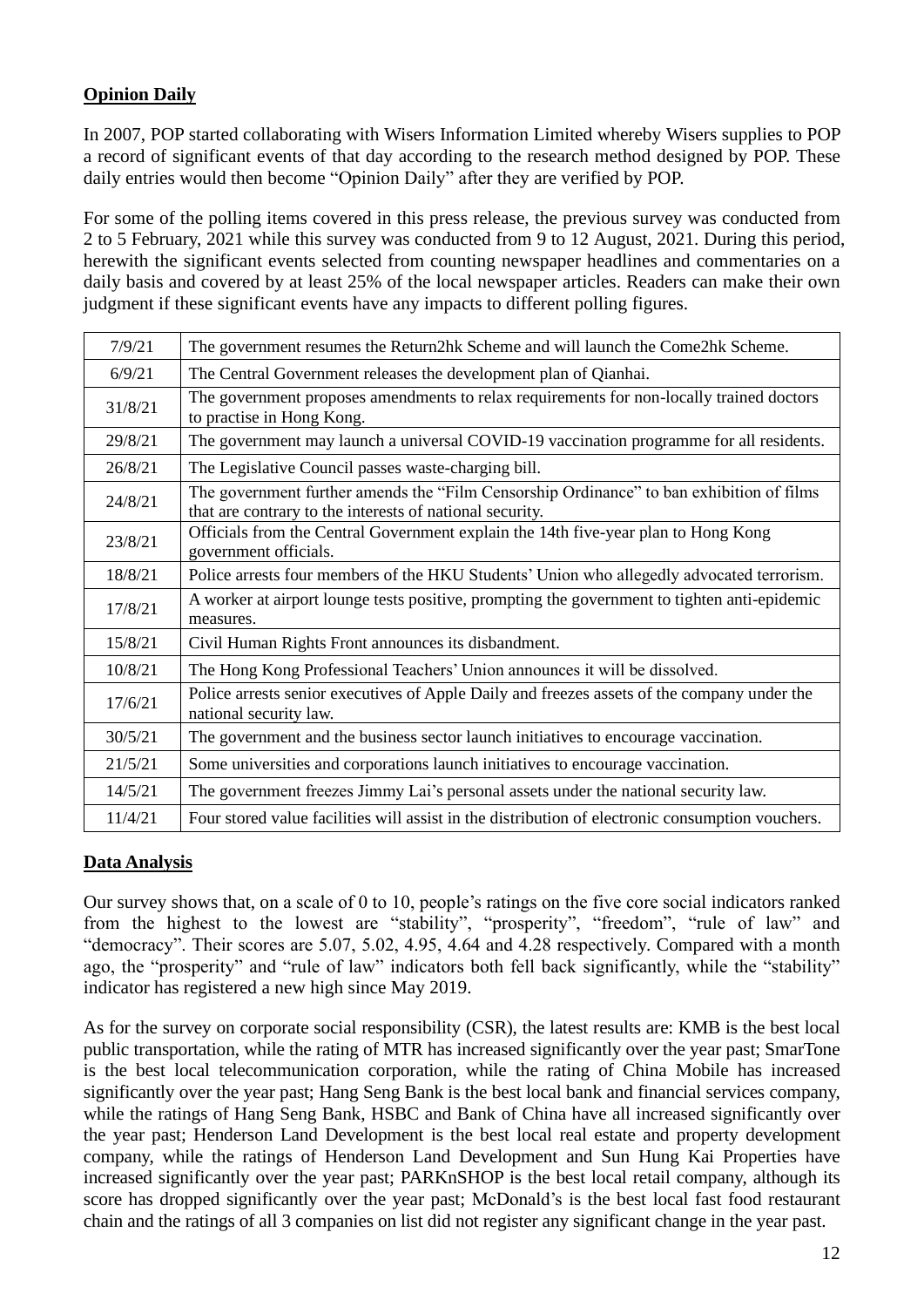**Opinion Daily**

In 2007, POP started collaborating with Wisers Information Limited whereby Wisers supplies to POP a record of significant events of that day according to the research method designed by POP. These daily entries would then become "Opinion Daily" after they are verified by POP.

For some of the polling items covered in this press release, the previous survey was conducted from 2 to 5 February, 2021 while this survey was conducted from 9 to 12 August, 2021. During this period, herewith the significant events selected from counting newspaper headlines and commentaries on a daily basis and covered by at least 25% of the local newspaper articles. Readers can make their own judgment if these significant events have any impacts to different polling figures.

| | |
|---|---|
| 7/9/21 | The government resumes the Return2hk Scheme and will launch the Come2hk Scheme. |
| 6/9/21 | The Central Government releases the development plan of Qianhai. |
| 31/8/21 | The government proposes amendments to relax requirements for non-locally trained doctors to practise in Hong Kong. |
| 29/8/21 | The government may launch a universal COVID-19 vaccination programme for all residents. |
| 26/8/21 | The Legislative Council passes waste-charging bill. |
| 24/8/21 | The government further amends the "Film Censorship Ordinance" to ban exhibition of films that are contrary to the interests of national security. |
| 23/8/21 | Officials from the Central Government explain the 14th five-year plan to Hong Kong government officials. |
| 18/8/21 | Police arrests four members of the HKU Students' Union who allegedly advocated terrorism. |
| 17/8/21 | A worker at airport lounge tests positive, prompting the government to tighten anti-epidemic measures. |
| 15/8/21 | Civil Human Rights Front announces its disbandment. |
| 10/8/21 | The Hong Kong Professional Teachers' Union announces it will be dissolved. |
| 17/6/21 | Police arrests senior executives of Apple Daily and freezes assets of the company under the national security law. |
| 30/5/21 | The government and the business sector launch initiatives to encourage vaccination. |
| 21/5/21 | Some universities and corporations launch initiatives to encourage vaccination. |
| 14/5/21 | The government freezes Jimmy Lai's personal assets under the national security law. |
| 11/4/21 | Four stored value facilities will assist in the distribution of electronic consumption vouchers. |

**Data Analysis**

Our survey shows that, on a scale of 0 to 10, people's ratings on the five core social indicators ranked from the highest to the lowest are "stability", "prosperity", "freedom", "rule of law" and "democracy". Their scores are 5.07, 5.02, 4.95, 4.64 and 4.28 respectively. Compared with a month ago, the "prosperity" and "rule of law" indicators both fell back significantly, while the "stability" indicator has registered a new high since May 2019.

As for the survey on corporate social responsibility (CSR), the latest results are: KMB is the best local public transportation, while the rating of MTR has increased significantly over the year past; SmarTone is the best local telecommunication corporation, while the rating of China Mobile has increased significantly over the year past; Hang Seng Bank is the best local bank and financial services company, while the ratings of Hang Seng Bank, HSBC and Bank of China have all increased significantly over the year past; Henderson Land Development is the best local real estate and property development company, while the ratings of Henderson Land Development and Sun Hung Kai Properties have increased significantly over the year past; PARKnSHOP is the best local retail company, although its score has dropped significantly over the year past; McDonald's is the best local fast food restaurant chain and the ratings of all 3 companies on list did not register any significant change in the year past.